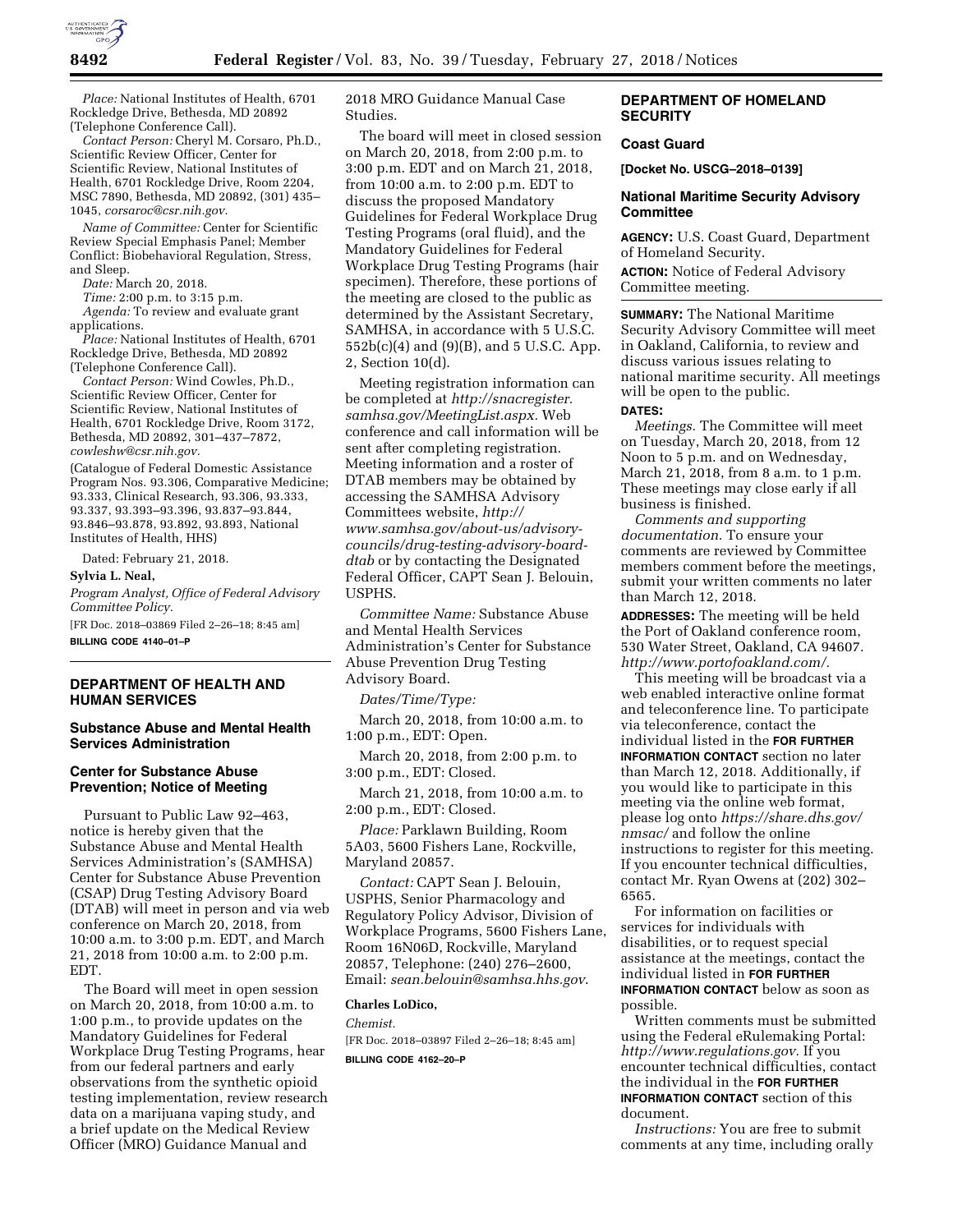*Place:* National Institutes of Health, 6701 Rockledge Drive, Bethesda, MD 20892 (Telephone Conference Call).

*Contact Person:* Cheryl M. Corsaro, Ph.D., Scientific Review Officer, Center for Scientific Review, National Institutes of Health, 6701 Rockledge Drive, Room 2204, MSC 7890, Bethesda, MD 20892, (301) 435–1045, *corsaroc@csr.nih.gov.*

*Name of Committee:* Center for Scientific Review Special Emphasis Panel; Member Conflict: Biobehavioral Regulation, Stress, and Sleep.

*Date:* March 20, 2018.

*Time:* 2:00 p.m. to 3:15 p.m.

*Agenda:* To review and evaluate grant applications.

*Place:* National Institutes of Health, 6701 Rockledge Drive, Bethesda, MD 20892 (Telephone Conference Call).

*Contact Person:* Wind Cowles, Ph.D., Scientific Review Officer, Center for Scientific Review, National Institutes of Health, 6701 Rockledge Drive, Room 3172, Bethesda, MD 20892, 301–437–7872, *cowleshw@csr.nih.gov.*

(Catalogue of Federal Domestic Assistance Program Nos. 93.306, Comparative Medicine; 93.333, Clinical Research, 93.306, 93.333, 93.337, 93.393–93.396, 93.837–93.844, 93.846–93.878, 93.892, 93.893, National Institutes of Health, HHS)

Dated: February 21, 2018.

**Sylvia L. Neal,**

*Program Analyst, Office of Federal Advisory Committee Policy.*

[FR Doc. 2018–03869 Filed 2–26–18; 8:45 am]

**BILLING CODE 4140–01–P**

---

## DEPARTMENT OF HEALTH AND HUMAN SERVICES

### Substance Abuse and Mental Health Services Administration

### Center for Substance Abuse Prevention; Notice of Meeting

Pursuant to Public Law 92–463, notice is hereby given that the Substance Abuse and Mental Health Services Administration's (SAMHSA) Center for Substance Abuse Prevention (CSAP) Drug Testing Advisory Board (DTAB) will meet in person and via web conference on March 20, 2018, from 10:00 a.m. to 3:00 p.m. EDT, and March 21, 2018 from 10:00 a.m. to 2:00 p.m. EDT.

The Board will meet in open session on March 20, 2018, from 10:00 a.m. to 1:00 p.m., to provide updates on the Mandatory Guidelines for Federal Workplace Drug Testing Programs, hear from our federal partners and early observations from the synthetic opioid testing implementation, review research data on a marijuana vaping study, and a brief update on the Medical Review Officer (MRO) Guidance Manual and 2018 MRO Guidance Manual Case Studies.

The board will meet in closed session on March 20, 2018, from 2:00 p.m. to 3:00 p.m. EDT and on March 21, 2018, from 10:00 a.m. to 2:00 p.m. EDT to discuss the proposed Mandatory Guidelines for Federal Workplace Drug Testing Programs (oral fluid), and the Mandatory Guidelines for Federal Workplace Drug Testing Programs (hair specimen). Therefore, these portions of the meeting are closed to the public as determined by the Assistant Secretary, SAMHSA, in accordance with 5 U.S.C. 552b(c)(4) and (9)(B), and 5 U.S.C. App. 2, Section 10(d).

Meeting registration information can be completed at *http://snacregister.samhsa.gov/MeetingList.aspx.* Web conference and call information will be sent after completing registration. Meeting information and a roster of DTAB members may be obtained by accessing the SAMHSA Advisory Committees website, *http://www.samhsa.gov/about-us/advisory-councils/drug-testing-advisory-board-dtab* or by contacting the Designated Federal Officer, CAPT Sean J. Belouin, USPHS.

*Committee Name:* Substance Abuse and Mental Health Services Administration's Center for Substance Abuse Prevention Drug Testing Advisory Board.

*Dates/Time/Type:*

March 20, 2018, from 10:00 a.m. to 1:00 p.m., EDT: Open.

March 20, 2018, from 2:00 p.m. to 3:00 p.m., EDT: Closed.

March 21, 2018, from 10:00 a.m. to 2:00 p.m., EDT: Closed.

*Place:* Parklawn Building, Room 5A03, 5600 Fishers Lane, Rockville, Maryland 20857.

*Contact:* CAPT Sean J. Belouin, USPHS, Senior Pharmacology and Regulatory Policy Advisor, Division of Workplace Programs, 5600 Fishers Lane, Room 16N06D, Rockville, Maryland 20857, Telephone: (240) 276–2600, Email: *sean.belouin@samhsa.hhs.gov.*

**Charles LoDico,**

*Chemist.*

[FR Doc. 2018–03897 Filed 2–26–18; 8:45 am]

**BILLING CODE 4162–20–P**

---

## DEPARTMENT OF HOMELAND SECURITY

### Coast Guard

**[Docket No. USCG–2018–0139]**

### National Maritime Security Advisory Committee

**AGENCY:** U.S. Coast Guard, Department of Homeland Security.

**ACTION:** Notice of Federal Advisory Committee meeting.

**SUMMARY:** The National Maritime Security Advisory Committee will meet in Oakland, California, to review and discuss various issues relating to national maritime security. All meetings will be open to the public.

**DATES:**

*Meetings.* The Committee will meet on Tuesday, March 20, 2018, from 12 Noon to 5 p.m. and on Wednesday, March 21, 2018, from 8 a.m. to 1 p.m. These meetings may close early if all business is finished.

*Comments and supporting documentation.* To ensure your comments are reviewed by Committee members comment before the meetings, submit your written comments no later than March 12, 2018.

**ADDRESSES:** The meeting will be held the Port of Oakland conference room, 530 Water Street, Oakland, CA 94607. *http://www.portofoakland.com/.*

This meeting will be broadcast via a web enabled interactive online format and teleconference line. To participate via teleconference, contact the individual listed in the **FOR FURTHER INFORMATION CONTACT** section no later than March 12, 2018. Additionally, if you would like to participate in this meeting via the online web format, please log onto *https://share.dhs.gov/nmsac/* and follow the online instructions to register for this meeting. If you encounter technical difficulties, contact Mr. Ryan Owens at (202) 302–6565.

For information on facilities or services for individuals with disabilities, or to request special assistance at the meetings, contact the individual listed in **FOR FURTHER INFORMATION CONTACT** below as soon as possible.

Written comments must be submitted using the Federal eRulemaking Portal: *http://www.regulations.gov.* If you encounter technical difficulties, contact the individual in the **FOR FURTHER INFORMATION CONTACT** section of this document.

*Instructions:* You are free to submit comments at any time, including orally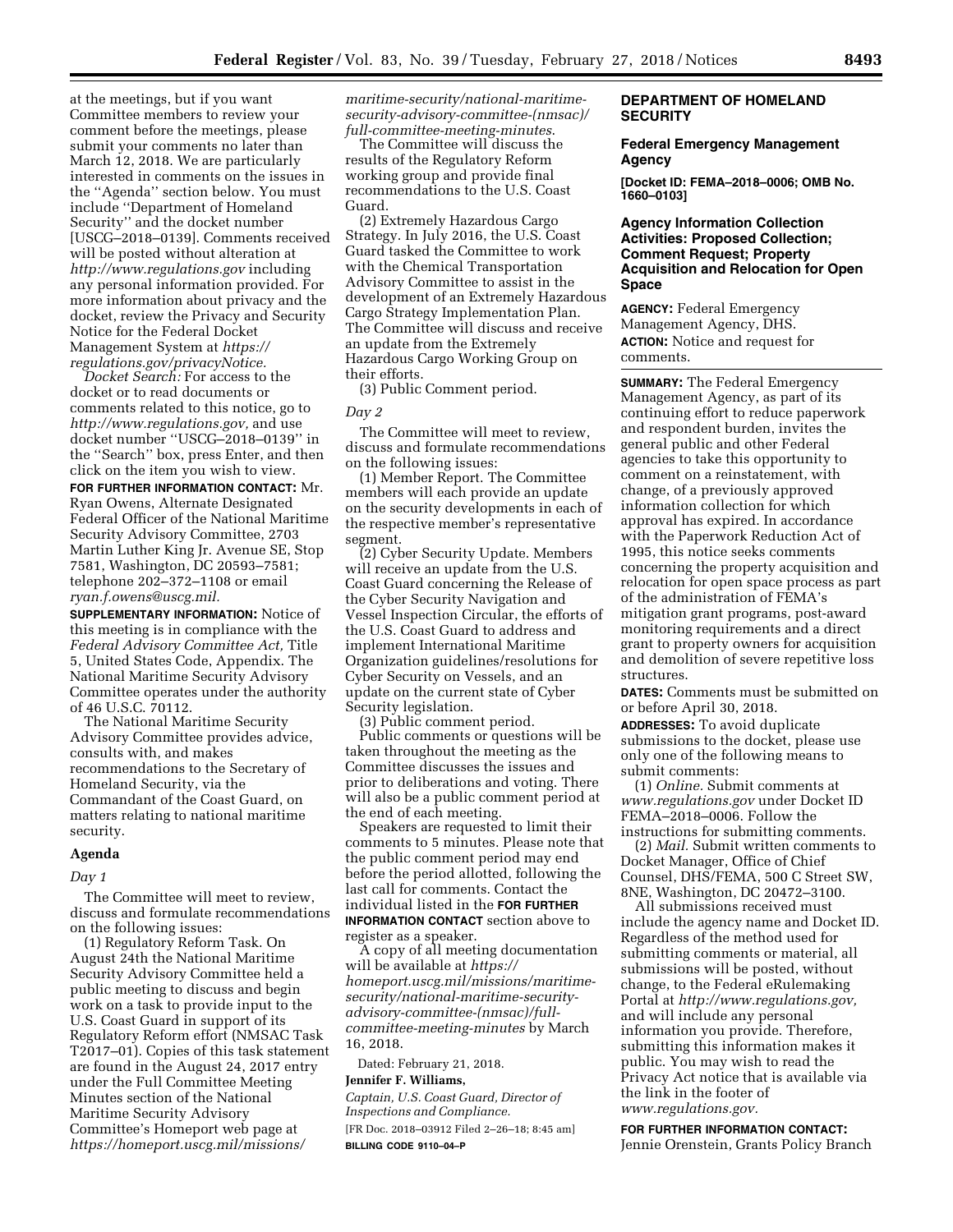at the meetings, but if you want Committee members to review your comment before the meetings, please submit your comments no later than March 12, 2018. We are particularly interested in comments on the issues in the ''Agenda'' section below. You must include ''Department of Homeland Security'' and the docket number [USCG–2018–0139]. Comments received will be posted without alteration at *http://www.regulations.gov* including any personal information provided. For more information about privacy and the docket, review the Privacy and Security Notice for the Federal Docket Management System at *https://regulations.gov/privacyNotice*.

*Docket Search:* For access to the docket or to read documents or comments related to this notice, go to *http://www.regulations.gov,* and use docket number ''USCG–2018–0139'' in the ''Search'' box, press Enter, and then click on the item you wish to view.

**FOR FURTHER INFORMATION CONTACT:** Mr. Ryan Owens, Alternate Designated Federal Officer of the National Maritime Security Advisory Committee, 2703 Martin Luther King Jr. Avenue SE, Stop 7581, Washington, DC 20593–7581; telephone 202–372–1108 or email *ryan.f.owens@uscg.mil.*

**SUPPLEMENTARY INFORMATION:** Notice of this meeting is in compliance with the *Federal Advisory Committee Act,* Title 5, United States Code, Appendix. The National Maritime Security Advisory Committee operates under the authority of 46 U.S.C. 70112.

The National Maritime Security Advisory Committee provides advice, consults with, and makes recommendations to the Secretary of Homeland Security, via the Commandant of the Coast Guard, on matters relating to national maritime security.

## Agenda

*Day 1*

The Committee will meet to review, discuss and formulate recommendations on the following issues:

(1) Regulatory Reform Task. On August 24th the National Maritime Security Advisory Committee held a public meeting to discuss and begin work on a task to provide input to the U.S. Coast Guard in support of its Regulatory Reform effort (NMSAC Task T2017–01). Copies of this task statement are found in the August 24, 2017 entry under the Full Committee Meeting Minutes section of the National Maritime Security Advisory Committee's Homeport web page at *https://homeport.uscg.mil/missions/maritime-security/national-maritime-security-advisory-committee-(nmsac)/full-committee-meeting-minutes*.

The Committee will discuss the results of the Regulatory Reform working group and provide final recommendations to the U.S. Coast Guard.

(2) Extremely Hazardous Cargo Strategy. In July 2016, the U.S. Coast Guard tasked the Committee to work with the Chemical Transportation Advisory Committee to assist in the development of an Extremely Hazardous Cargo Strategy Implementation Plan. The Committee will discuss and receive an update from the Extremely Hazardous Cargo Working Group on their efforts.

(3) Public Comment period.

*Day 2*

The Committee will meet to review, discuss and formulate recommendations on the following issues:

(1) Member Report. The Committee members will each provide an update on the security developments in each of the respective member's representative segment.

(2) Cyber Security Update. Members will receive an update from the U.S. Coast Guard concerning the Release of the Cyber Security Navigation and Vessel Inspection Circular, the efforts of the U.S. Coast Guard to address and implement International Maritime Organization guidelines/resolutions for Cyber Security on Vessels, and an update on the current state of Cyber Security legislation.

(3) Public comment period.

Public comments or questions will be taken throughout the meeting as the Committee discusses the issues and prior to deliberations and voting. There will also be a public comment period at the end of each meeting.

Speakers are requested to limit their comments to 5 minutes. Please note that the public comment period may end before the period allotted, following the last call for comments. Contact the individual listed in the **FOR FURTHER INFORMATION CONTACT** section above to register as a speaker.

A copy of all meeting documentation will be available at *https://homeport.uscg.mil/missions/maritime-security/national-maritime-security-advisory-committee-(nmsac)/full-committee-meeting-minutes* by March 16, 2018.

Dated: February 21, 2018.

**Jennifer F. Williams,**

*Captain, U.S. Coast Guard, Director of Inspections and Compliance.*

[FR Doc. 2018–03912 Filed 2–26–18; 8:45 am]

**BILLING CODE 9110–04–P**

## DEPARTMENT OF HOMELAND SECURITY

### Federal Emergency Management Agency

**[Docket ID: FEMA–2018–0006; OMB No. 1660–0103]**

### Agency Information Collection Activities: Proposed Collection; Comment Request; Property Acquisition and Relocation for Open Space

**AGENCY:** Federal Emergency Management Agency, DHS.

**ACTION:** Notice and request for comments.

**SUMMARY:** The Federal Emergency Management Agency, as part of its continuing effort to reduce paperwork and respondent burden, invites the general public and other Federal agencies to take this opportunity to comment on a reinstatement, with change, of a previously approved information collection for which approval has expired. In accordance with the Paperwork Reduction Act of 1995, this notice seeks comments concerning the property acquisition and relocation for open space process as part of the administration of FEMA's mitigation grant programs, post-award monitoring requirements and a direct grant to property owners for acquisition and demolition of severe repetitive loss structures.

**DATES:** Comments must be submitted on or before April 30, 2018.

**ADDRESSES:** To avoid duplicate submissions to the docket, please use only one of the following means to submit comments:

(1) *Online.* Submit comments at *www.regulations.gov* under Docket ID FEMA–2018–0006. Follow the instructions for submitting comments.

(2) *Mail.* Submit written comments to Docket Manager, Office of Chief Counsel, DHS/FEMA, 500 C Street SW, 8NE, Washington, DC 20472–3100.

All submissions received must include the agency name and Docket ID. Regardless of the method used for submitting comments or material, all submissions will be posted, without change, to the Federal eRulemaking Portal at *http://www.regulations.gov,* and will include any personal information you provide. Therefore, submitting this information makes it public. You may wish to read the Privacy Act notice that is available via the link in the footer of *www.regulations.gov.*

**FOR FURTHER INFORMATION CONTACT:** Jennie Orenstein, Grants Policy Branch